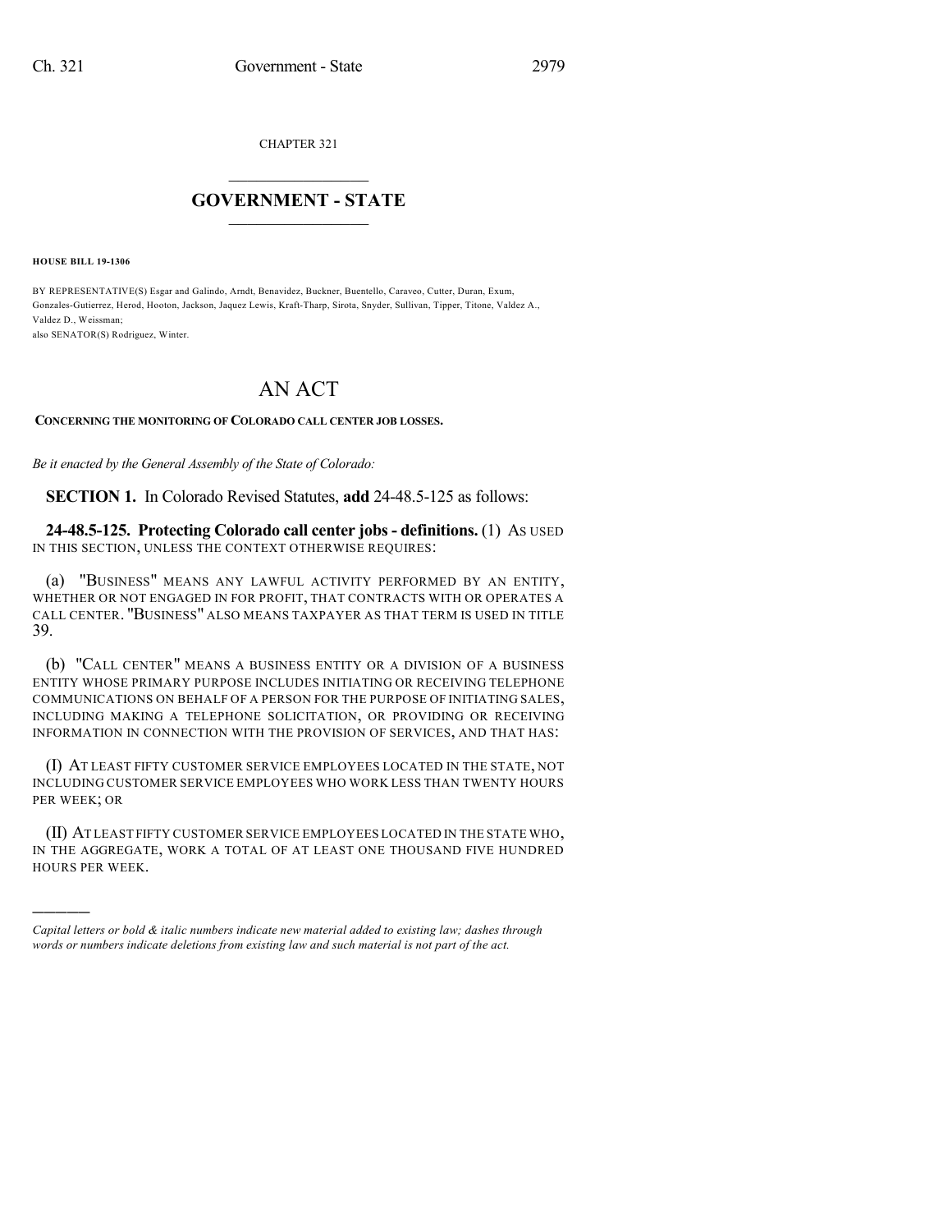CHAPTER 321

# GOVERNMENT - STATE

**HOUSE BILL 19-1306**

BY REPRESENTATIVE(S) Esgar and Galindo, Arndt, Benavidez, Buckner, Buentello, Caraveo, Cutter, Duran, Exum, Gonzales-Gutierrez, Herod, Hooton, Jackson, Jaquez Lewis, Kraft-Tharp, Sirota, Snyder, Sullivan, Tipper, Titone, Valdez A., Valdez D., Weissman;
also SENATOR(S) Rodriguez, Winter.

# AN ACT

**CONCERNING THE MONITORING OF COLORADO CALL CENTER JOB LOSSES.**

*Be it enacted by the General Assembly of the State of Colorado:*

**SECTION 1.** In Colorado Revised Statutes, **add** 24-48.5-125 as follows:

**24-48.5-125. Protecting Colorado call center jobs - definitions.** (1) AS USED IN THIS SECTION, UNLESS THE CONTEXT OTHERWISE REQUIRES:

(a) "BUSINESS" MEANS ANY LAWFUL ACTIVITY PERFORMED BY AN ENTITY, WHETHER OR NOT ENGAGED IN FOR PROFIT, THAT CONTRACTS WITH OR OPERATES A CALL CENTER. "BUSINESS" ALSO MEANS TAXPAYER AS THAT TERM IS USED IN TITLE 39.

(b) "CALL CENTER" MEANS A BUSINESS ENTITY OR A DIVISION OF A BUSINESS ENTITY WHOSE PRIMARY PURPOSE INCLUDES INITIATING OR RECEIVING TELEPHONE COMMUNICATIONS ON BEHALF OF A PERSON FOR THE PURPOSE OF INITIATING SALES, INCLUDING MAKING A TELEPHONE SOLICITATION, OR PROVIDING OR RECEIVING INFORMATION IN CONNECTION WITH THE PROVISION OF SERVICES, AND THAT HAS:

(I) AT LEAST FIFTY CUSTOMER SERVICE EMPLOYEES LOCATED IN THE STATE, NOT INCLUDING CUSTOMER SERVICE EMPLOYEES WHO WORK LESS THAN TWENTY HOURS PER WEEK; OR

(II) AT LEAST FIFTY CUSTOMER SERVICE EMPLOYEES LOCATED IN THE STATE WHO, IN THE AGGREGATE, WORK A TOTAL OF AT LEAST ONE THOUSAND FIVE HUNDRED HOURS PER WEEK.

---

*Capital letters or bold & italic numbers indicate new material added to existing law; dashes through words or numbers indicate deletions from existing law and such material is not part of the act.*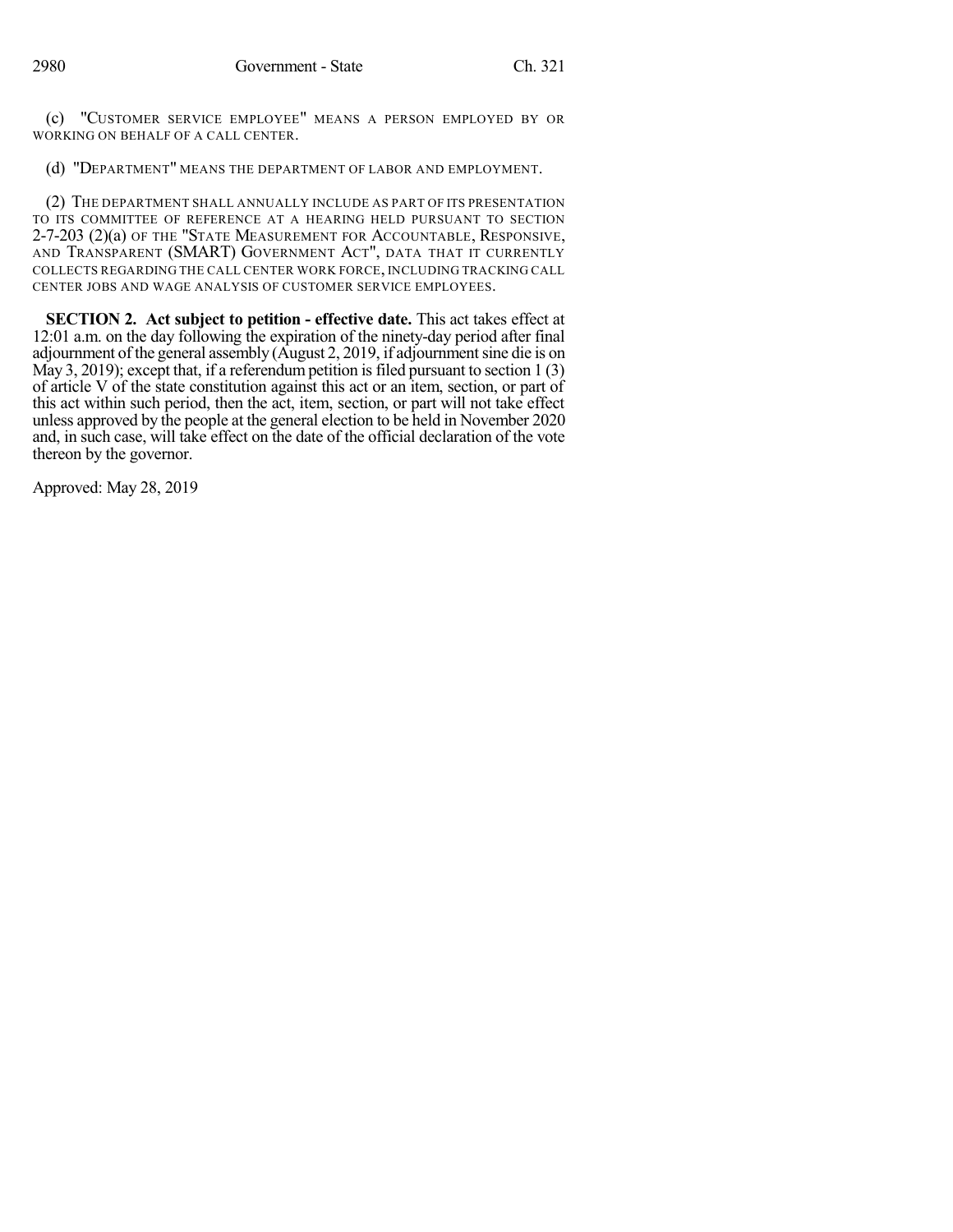(c) "CUSTOMER SERVICE EMPLOYEE" MEANS A PERSON EMPLOYED BY OR WORKING ON BEHALF OF A CALL CENTER.

(d) "DEPARTMENT" MEANS THE DEPARTMENT OF LABOR AND EMPLOYMENT.

(2) THE DEPARTMENT SHALL ANNUALLY INCLUDE AS PART OF ITS PRESENTATION TO ITS COMMITTEE OF REFERENCE AT A HEARING HELD PURSUANT TO SECTION 2-7-203 (2)(a) OF THE "STATE MEASUREMENT FOR ACCOUNTABLE, RESPONSIVE, AND TRANSPARENT (SMART) GOVERNMENT ACT", DATA THAT IT CURRENTLY COLLECTS REGARDING THE CALL CENTER WORK FORCE, INCLUDING TRACKING CALL CENTER JOBS AND WAGE ANALYSIS OF CUSTOMER SERVICE EMPLOYEES.

**SECTION 2. Act subject to petition - effective date.** This act takes effect at 12:01 a.m. on the day following the expiration of the ninety-day period after final adjournment of the general assembly (August 2, 2019, if adjournment sine die is on May 3, 2019); except that, if a referendum petition is filed pursuant to section 1 (3) of article V of the state constitution against this act or an item, section, or part of this act within such period, then the act, item, section, or part will not take effect unless approved by the people at the general election to be held in November 2020 and, in such case, will take effect on the date of the official declaration of the vote thereon by the governor.

Approved: May 28, 2019